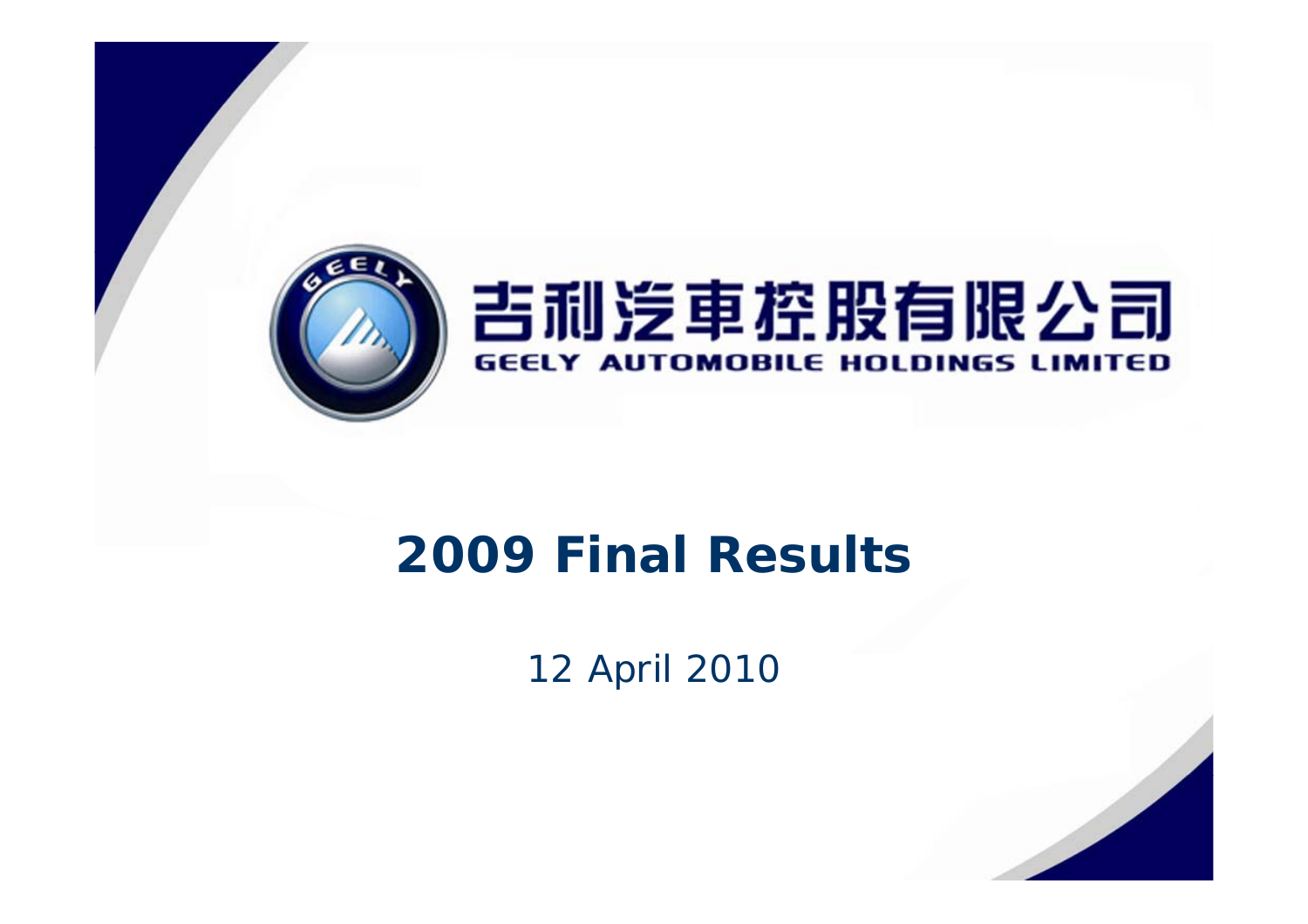吉利汽車控股有限公司

GEELY AUTOMOBILE HOLDINGS LIMITED

# 2009 Final Results

12 April 2010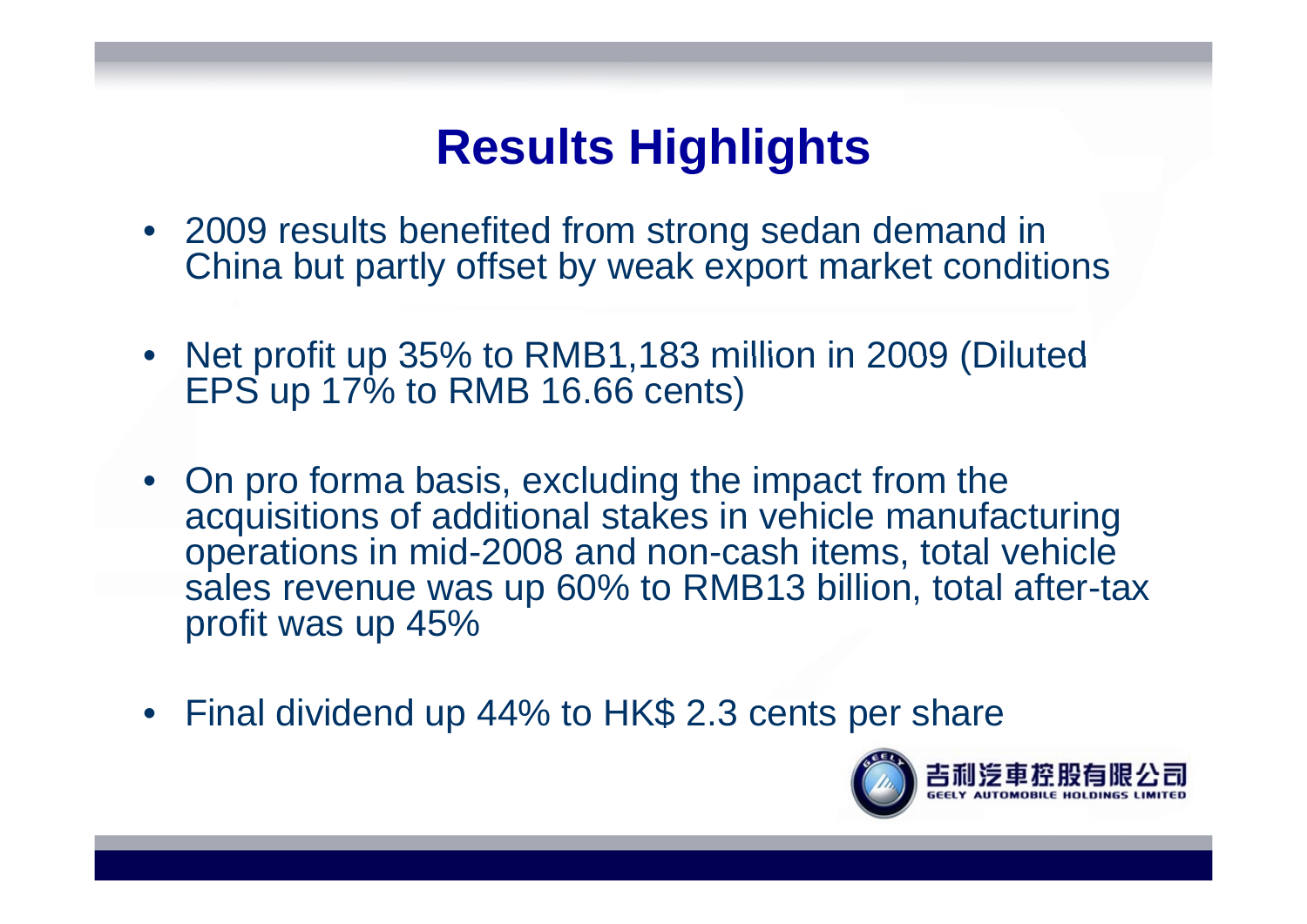# Results Highlights

- 2009 results benefited from strong sedan demand in China but partly offset by weak export market conditions
- Net profit up 35% to RMB1,183 million in 2009 (Diluted EPS up 17% to RMB 16.66 cents)
- On pro forma basis, excluding the impact from the acquisitions of additional stakes in vehicle manufacturing operations in mid-2008 and non-cash items, total vehicle sales revenue was up 60% to RMB13 billion, total after-tax profit was up 45%
- Final dividend up 44% to HK$ 2.3 cents per share

吉利汽車控股有限公司
GEELY AUTOMOBILE HOLDINGS LIMITED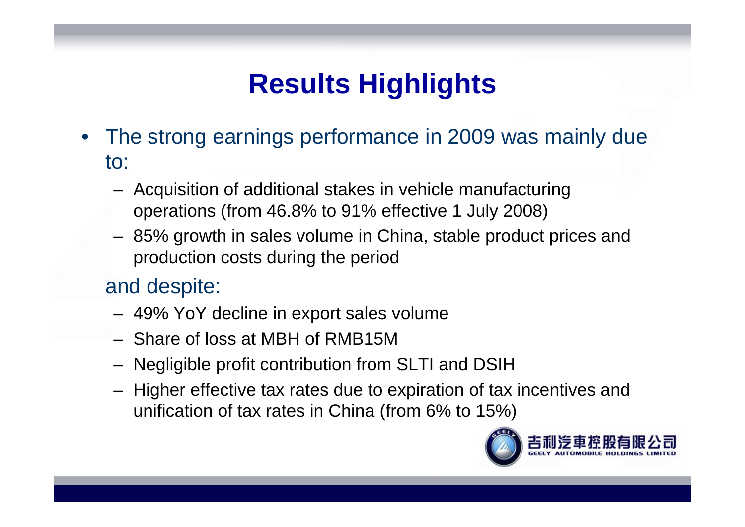# Results Highlights

- The strong earnings performance in 2009 was mainly due to:
  - Acquisition of additional stakes in vehicle manufacturing operations (from 46.8% to 91% effective 1 July 2008)
  - 85% growth in sales volume in China, stable product prices and production costs during the period

  and despite:
  - 49% YoY decline in export sales volume
  - Share of loss at MBH of RMB15M
  - Negligible profit contribution from SLTI and DSIH
  - Higher effective tax rates due to expiration of tax incentives and unification of tax rates in China (from 6% to 15%)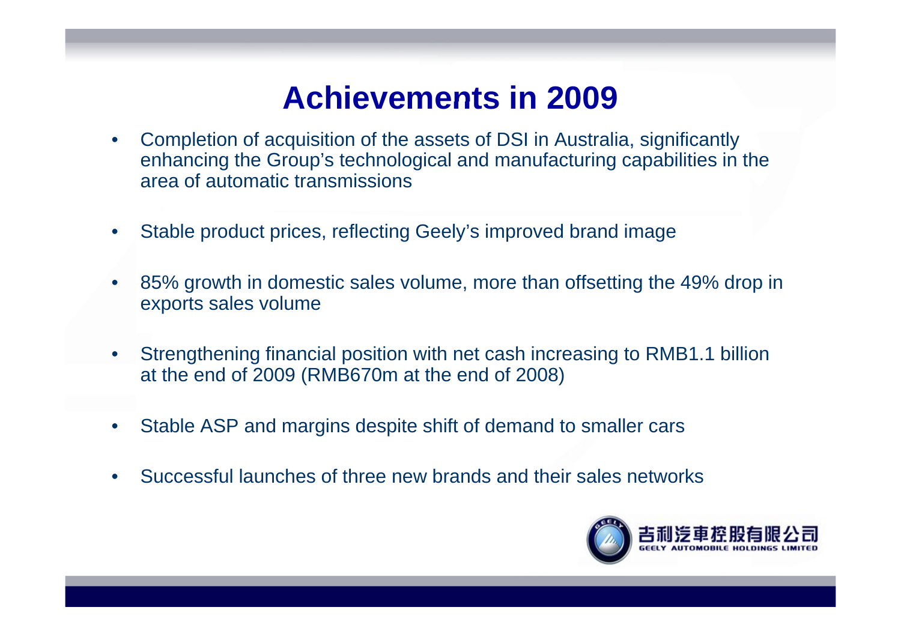# Achievements in 2009

- Completion of acquisition of the assets of DSI in Australia, significantly enhancing the Group's technological and manufacturing capabilities in the area of automatic transmissions
- Stable product prices, reflecting Geely's improved brand image
- 85% growth in domestic sales volume, more than offsetting the 49% drop in exports sales volume
- Strengthening financial position with net cash increasing to RMB1.1 billion at the end of 2009 (RMB670m at the end of 2008)
- Stable ASP and margins despite shift of demand to smaller cars
- Successful launches of three new brands and their sales networks

吉利汽車控股有限公司
GEELY AUTOMOBILE HOLDINGS LIMITED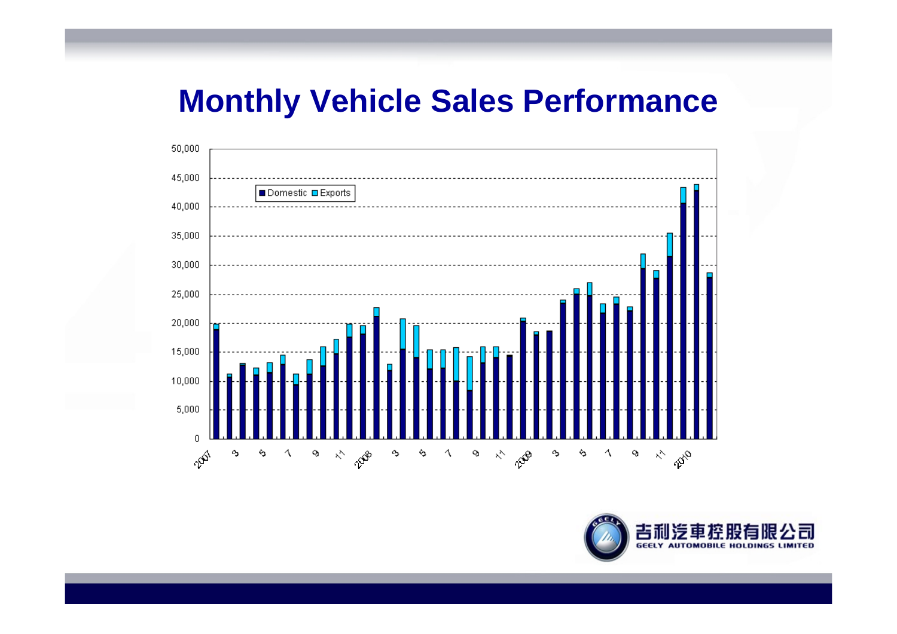# Monthly Vehicle Sales Performance

■ Domestic ■ Exports

50,000
45,000
40,000
35,000
30,000
25,000
20,000
15,000
10,000
5,000
0

2007 3 5 7 9 11 2008 3 5 7 9 11 2009 3 5 7 9 11 2010

吉利汽車控股有限公司
GEELY AUTOMOBILE HOLDINGS LIMITED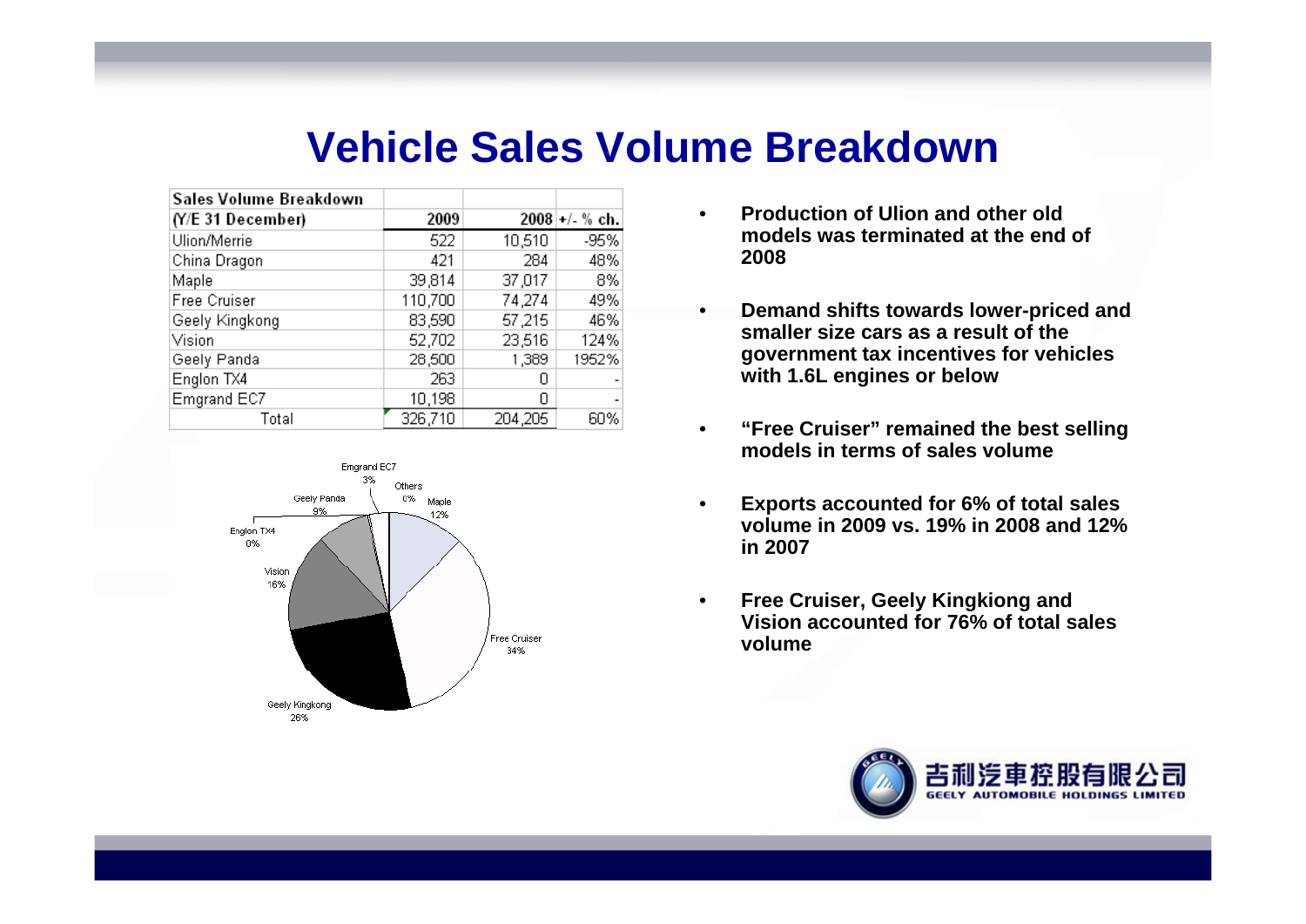# Vehicle Sales Volume Breakdown

| Sales Volume Breakdown (Y/E 31 December) | 2009 | 2008 | +/- % ch. |
|---|---|---|---|
| Ulion/Merrie | 522 | 10,510 | -95% |
| China Dragon | 421 | 284 | 48% |
| Maple | 39,814 | 37,017 | 8% |
| Free Cruiser | 110,700 | 74,274 | 49% |
| Geely Kingkong | 83,590 | 57,215 | 46% |
| Vision | 52,702 | 23,516 | 124% |
| Geely Panda | 28,500 | 1,389 | 1952% |
| Englon TX4 | 263 | 0 | - |
| Emgrand EC7 | 10,198 | 0 | - |
| Total | 326,710 | 204,205 | 60% |

Emgrand EC7 3%, Others 0%, Maple 12%, Free Cruiser 34%, Geely Kingkong 26%, Vision 16%, Englon TX4 0%, Geely Panda 9%

- Production of Ulion and other old models was terminated at the end of 2008
- Demand shifts towards lower-priced and smaller size cars as a result of the government tax incentives for vehicles with 1.6L engines or below
- "Free Cruiser" remained the best selling models in terms of sales volume
- Exports accounted for 6% of total sales volume in 2009 vs. 19% in 2008 and 12% in 2007
- Free Cruiser, Geely Kingkiong and Vision accounted for 76% of total sales volume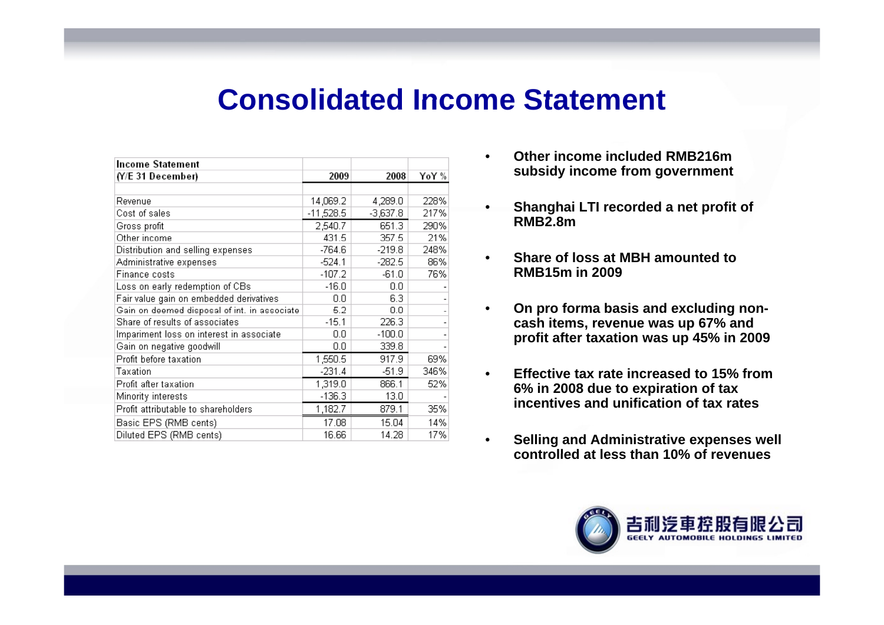# Consolidated Income Statement

| Income Statement (Y/E 31 December) | 2009 | 2008 | YoY % |
|---|---|---|---|
| Revenue | 14,069.2 | 4,289.0 | 228% |
| Cost of sales | -11,528.5 | -3,637.8 | 217% |
| Gross profit | 2,540.7 | 651.3 | 290% |
| Other income | 431.5 | 357.5 | 21% |
| Distribution and selling expenses | -764.6 | -219.8 | 248% |
| Administrative expenses | -524.1 | -282.5 | 86% |
| Finance costs | -107.2 | -61.0 | 76% |
| Loss on early redemption of CBs | -16.0 | 0.0 | - |
| Fair value gain on embedded derivatives | 0.0 | 6.3 | - |
| Gain on deemed disposal of int. in associate | 5.2 | 0.0 | - |
| Share of results of associates | -15.1 | 226.3 | - |
| Impairment loss on interest in associate | 0.0 | -100.0 | - |
| Gain on negative goodwill | 0.0 | 339.8 | - |
| Profit before taxation | 1,550.5 | 917.9 | 69% |
| Taxation | -231.4 | -51.9 | 346% |
| Profit after taxation | 1,319.0 | 866.1 | 52% |
| Minority interests | -136.3 | 13.0 | - |
| Profit attributable to shareholders | 1,182.7 | 879.1 | 35% |
| Basic EPS (RMB cents) | 17.08 | 15.04 | 14% |
| Diluted EPS (RMB cents) | 16.66 | 14.28 | 17% |

- **Other income included RMB216m subsidy income from government**
- **Shanghai LTI recorded a net profit of RMB2.8m**
- **Share of loss at MBH amounted to RMB15m in 2009**
- **On pro forma basis and excluding non-cash items, revenue was up 67% and profit after taxation was up 45% in 2009**
- **Effective tax rate increased to 15% from 6% in 2008 due to expiration of tax incentives and unification of tax rates**
- **Selling and Administrative expenses well controlled at less than 10% of revenues**

吉利汽車控股有限公司 GEELY AUTOMOBILE HOLDINGS LIMITED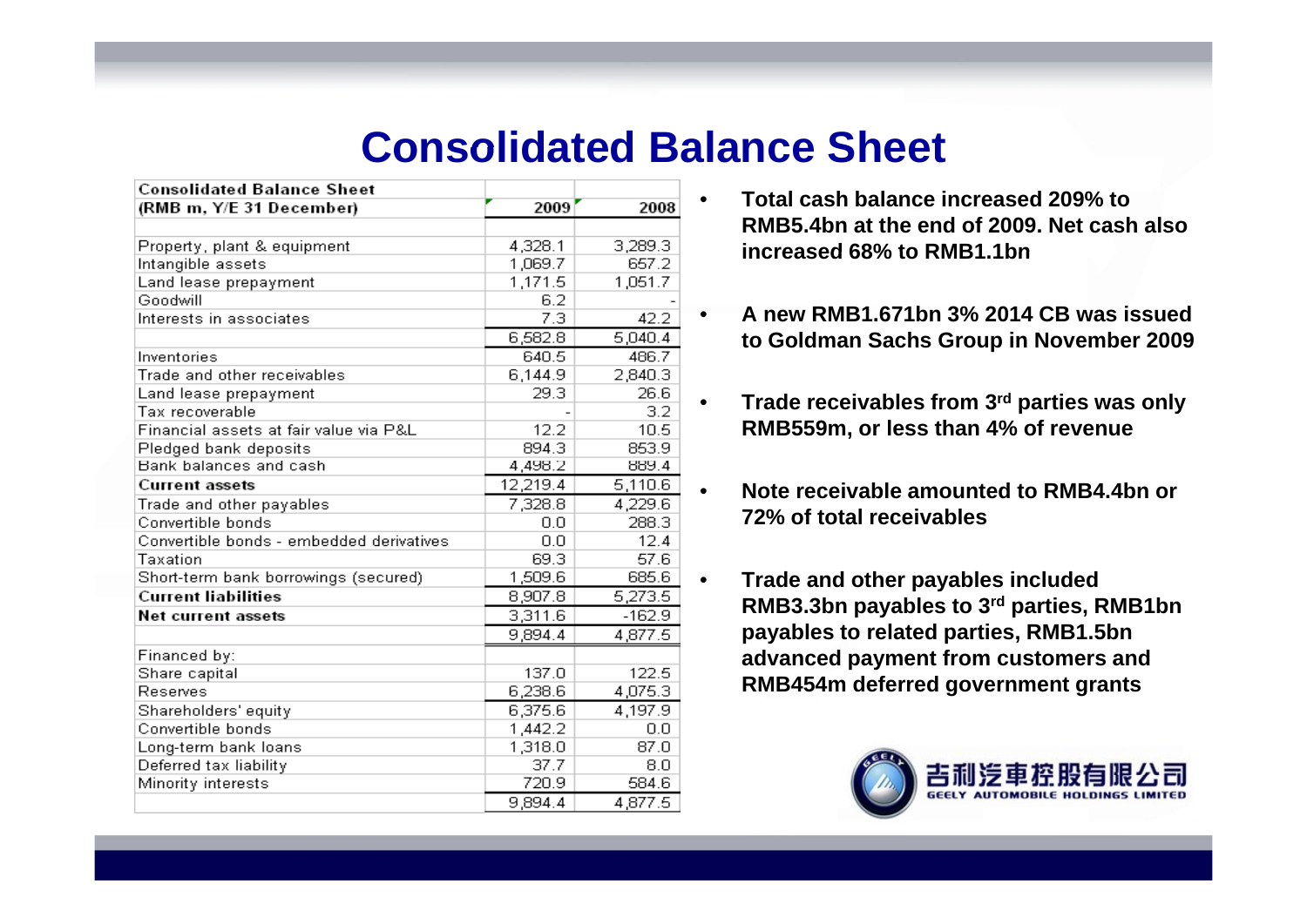# Consolidated Balance Sheet

| Consolidated Balance Sheet (RMB m, Y/E 31 December) | 2009 | 2008 |
|---|---|---|
| Property, plant & equipment | 4,328.1 | 3,289.3 |
| Intangible assets | 1,069.7 | 657.2 |
| Land lease prepayment | 1,171.5 | 1,051.7 |
| Goodwill | 6.2 | - |
| Interests in associates | 7.3 | 42.2 |
| | 6,582.8 | 5,040.4 |
| Inventories | 640.5 | 486.7 |
| Trade and other receivables | 6,144.9 | 2,840.3 |
| Land lease prepayment | 29.3 | 26.6 |
| Tax recoverable | - | 3.2 |
| Financial assets at fair value via P&L | 12.2 | 10.5 |
| Pledged bank deposits | 894.3 | 853.9 |
| Bank balances and cash | 4,498.2 | 889.4 |
| **Current assets** | 12,219.4 | 5,110.6 |
| Trade and other payables | 7,328.8 | 4,229.6 |
| Convertible bonds | 0.0 | 288.3 |
| Convertible bonds - embedded derivatives | 0.0 | 12.4 |
| Taxation | 69.3 | 57.6 |
| Short-term bank borrowings (secured) | 1,509.6 | 685.6 |
| **Current liabilities** | 8,907.8 | 5,273.5 |
| **Net current assets** | 3,311.6 | -162.9 |
| | 9,894.4 | 4,877.5 |
| Financed by: | | |
| Share capital | 137.0 | 122.5 |
| Reserves | 6,238.6 | 4,075.3 |
| Shareholders' equity | 6,375.6 | 4,197.9 |
| Convertible bonds | 1,442.2 | 0.0 |
| Long-term bank loans | 1,318.0 | 87.0 |
| Deferred tax liability | 37.7 | 8.0 |
| Minority interests | 720.9 | 584.6 |
| | 9,894.4 | 4,877.5 |

- **Total cash balance increased 209% to RMB5.4bn at the end of 2009. Net cash also increased 68% to RMB1.1bn**
- **A new RMB1.671bn 3% 2014 CB was issued to Goldman Sachs Group in November 2009**
- **Trade receivables from 3rd parties was only RMB559m, or less than 4% of revenue**
- **Note receivable amounted to RMB4.4bn or 72% of total receivables**
- **Trade and other payables included RMB3.3bn payables to 3rd parties, RMB1bn payables to related parties, RMB1.5bn advanced payment from customers and RMB454m deferred government grants**

吉利汽車控股有限公司
GEELY AUTOMOBILE HOLDINGS LIMITED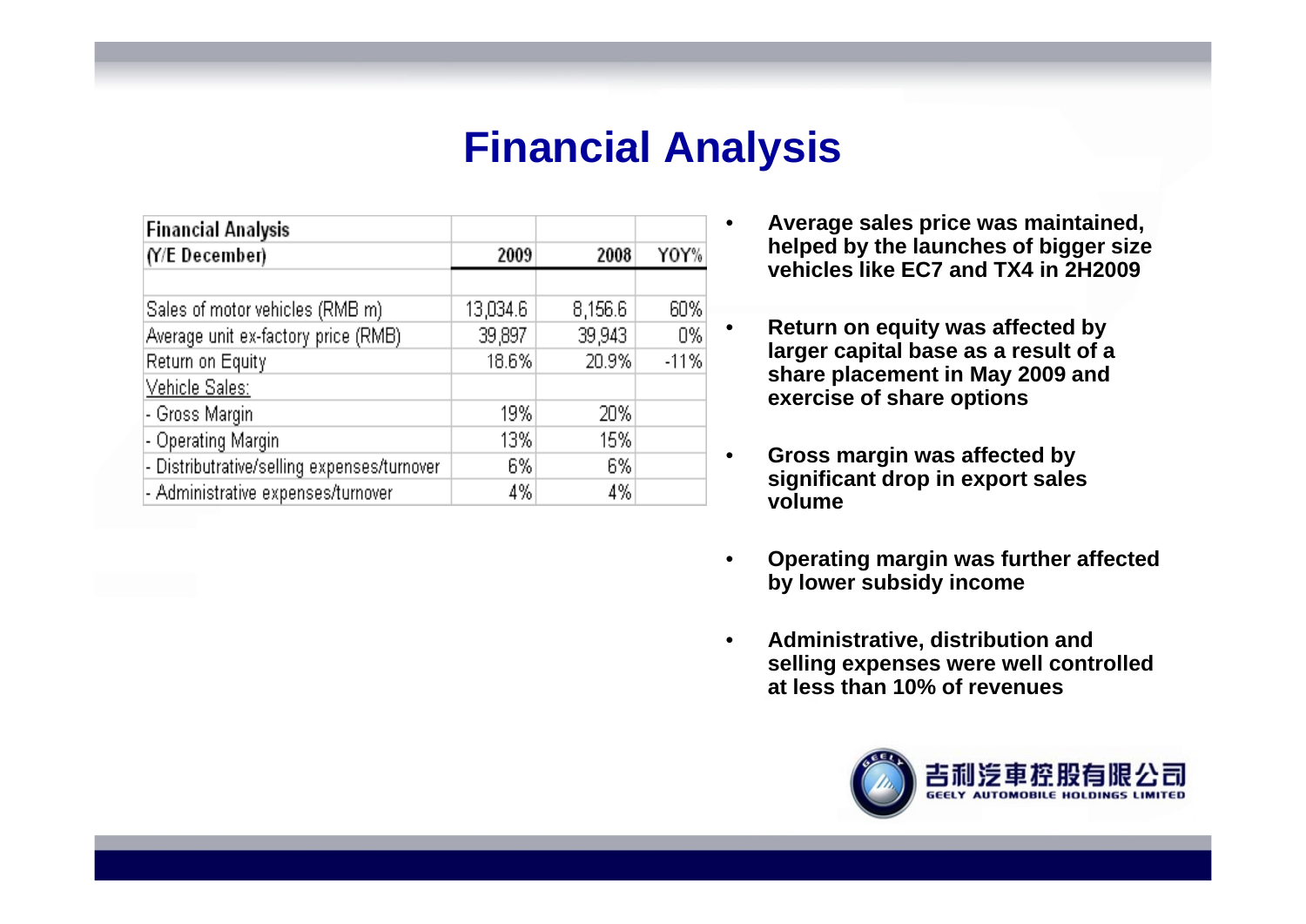# Financial Analysis

| Financial Analysis | | | |
|---|---|---|---|
| (Y/E December) | 2009 | 2008 | YOY% |
| | | | |
| Sales of motor vehicles (RMB m) | 13,034.6 | 8,156.6 | 60% |
| Average unit ex-factory price (RMB) | 39,897 | 39,943 | 0% |
| Return on Equity | 18.6% | 20.9% | -11% |
| Vehicle Sales: | | | |
| - Gross Margin | 19% | 20% | |
| - Operating Margin | 13% | 15% | |
| - Distributrative/selling expenses/turnover | 6% | 6% | |
| - Administrative expenses/turnover | 4% | 4% | |

- **Average sales price was maintained, helped by the launches of bigger size vehicles like EC7 and TX4 in 2H2009**
- **Return on equity was affected by larger capital base as a result of a share placement in May 2009 and exercise of share options**
- **Gross margin was affected by significant drop in export sales volume**
- **Operating margin was further affected by lower subsidy income**
- **Administrative, distribution and selling expenses were well controlled at less than 10% of revenues**

吉利汽車控股有限公司
GEELY AUTOMOBILE HOLDINGS LIMITED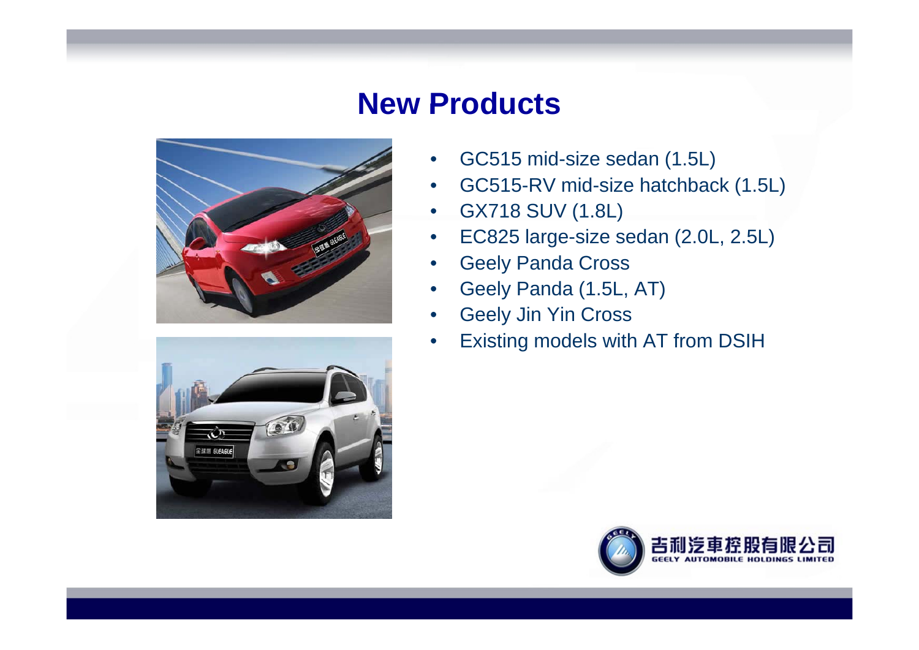# New Products

- GC515 mid-size sedan (1.5L)
- GC515-RV mid-size hatchback (1.5L)
- GX718 SUV (1.8L)
- EC825 large-size sedan (2.0L, 2.5L)
- Geely Panda Cross
- Geely Panda (1.5L, AT)
- Geely Jin Yin Cross
- Existing models with AT from DSIH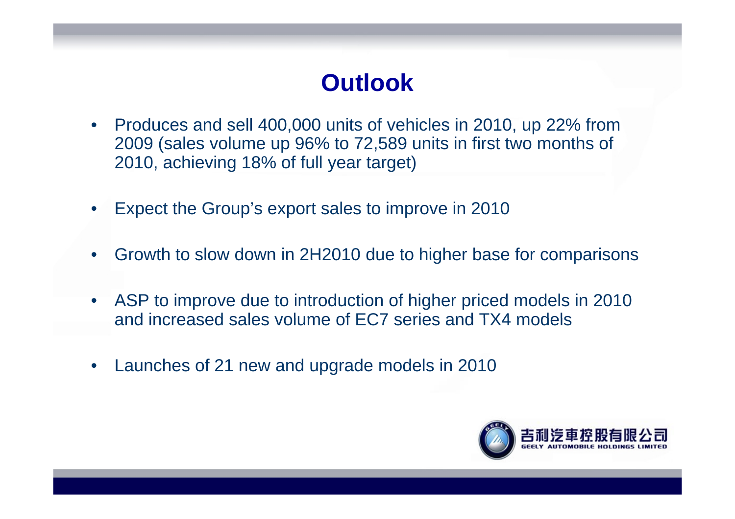# Outlook

- Produces and sell 400,000 units of vehicles in 2010, up 22% from 2009 (sales volume up 96% to 72,589 units in first two months of 2010, achieving 18% of full year target)
- Expect the Group’s export sales to improve in 2010
- Growth to slow down in 2H2010 due to higher base for comparisons
- ASP to improve due to introduction of higher priced models in 2010 and increased sales volume of EC7 series and TX4 models
- Launches of 21 new and upgrade models in 2010

吉利汽車控股有限公司
GEELY AUTOMOBILE HOLDINGS LIMITED